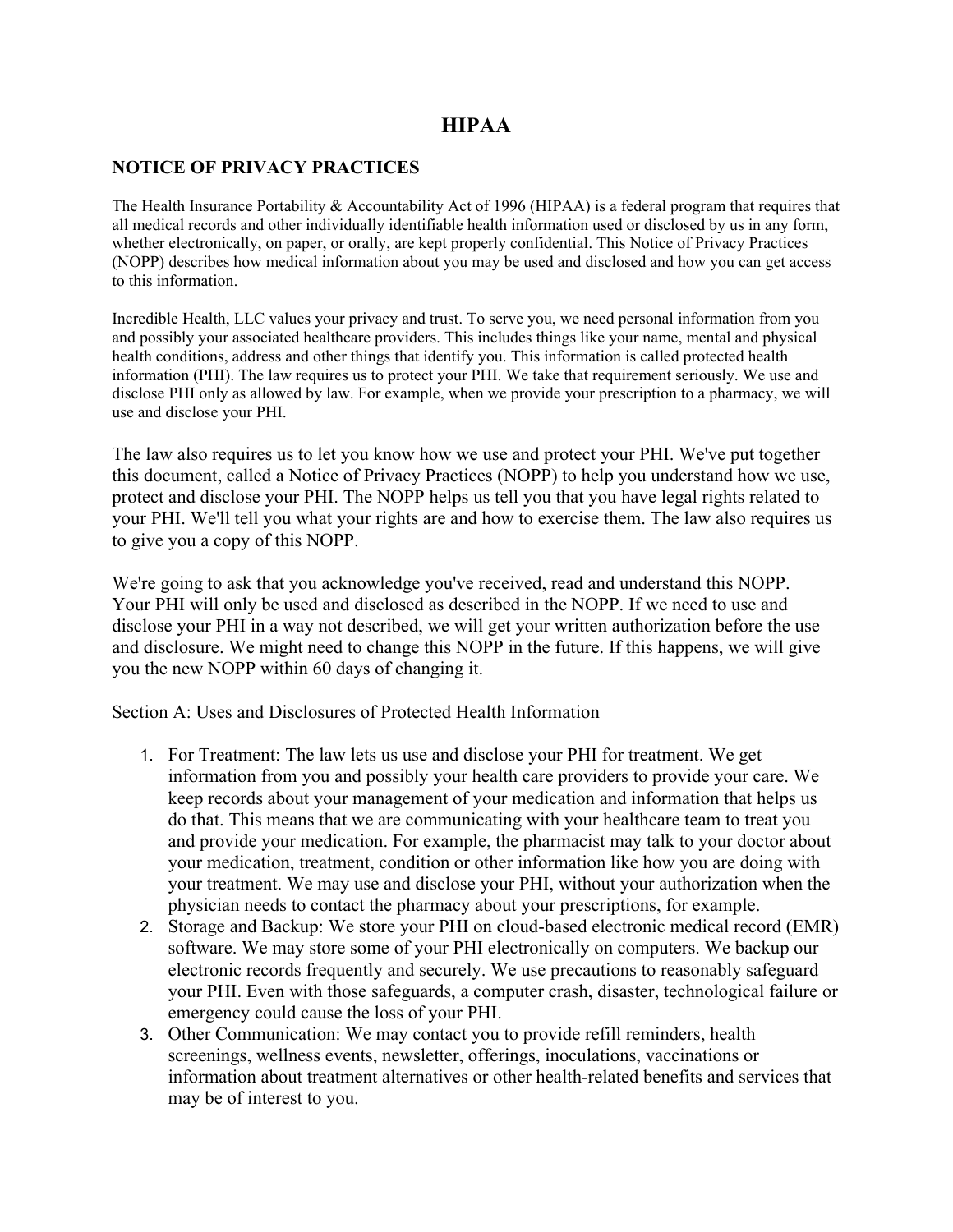# HIPAA

## NOTICE OF PRIVACY PRACTICES

The Health Insurance Portability & Accountability Act of 1996 (HIPAA) is a federal program that requires that all medical records and other individually identifiable health information used or disclosed by us in any form, whether electronically, on paper, or orally, are kept properly confidential. This Notice of Privacy Practices (NOPP) describes how medical information about you may be used and disclosed and how you can get access to this information.

Incredible Health, LLC values your privacy and trust. To serve you, we need personal information from you and possibly your associated healthcare providers. This includes things like your name, mental and physical health conditions, address and other things that identify you. This information is called protected health information (PHI). The law requires us to protect your PHI. We take that requirement seriously. We use and disclose PHI only as allowed by law. For example, when we provide your prescription to a pharmacy, we will use and disclose your PHI.

The law also requires us to let you know how we use and protect your PHI. We've put together this document, called a Notice of Privacy Practices (NOPP) to help you understand how we use, protect and disclose your PHI. The NOPP helps us tell you that you have legal rights related to your PHI. We'll tell you what your rights are and how to exercise them. The law also requires us to give you a copy of this NOPP.

We're going to ask that you acknowledge you've received, read and understand this NOPP. Your PHI will only be used and disclosed as described in the NOPP. If we need to use and disclose your PHI in a way not described, we will get your written authorization before the use and disclosure. We might need to change this NOPP in the future. If this happens, we will give you the new NOPP within 60 days of changing it.

Section A: Uses and Disclosures of Protected Health Information

1. For Treatment: The law lets us use and disclose your PHI for treatment. We get information from you and possibly your health care providers to provide your care. We keep records about your management of your medication and information that helps us do that. This means that we are communicating with your healthcare team to treat you and provide your medication. For example, the pharmacist may talk to your doctor about your medication, treatment, condition or other information like how you are doing with your treatment. We may use and disclose your PHI, without your authorization when the physician needs to contact the pharmacy about your prescriptions, for example.
2. Storage and Backup: We store your PHI on cloud-based electronic medical record (EMR) software. We may store some of your PHI electronically on computers. We backup our electronic records frequently and securely. We use precautions to reasonably safeguard your PHI. Even with those safeguards, a computer crash, disaster, technological failure or emergency could cause the loss of your PHI.
3. Other Communication: We may contact you to provide refill reminders, health screenings, wellness events, newsletter, offerings, inoculations, vaccinations or information about treatment alternatives or other health-related benefits and services that may be of interest to you.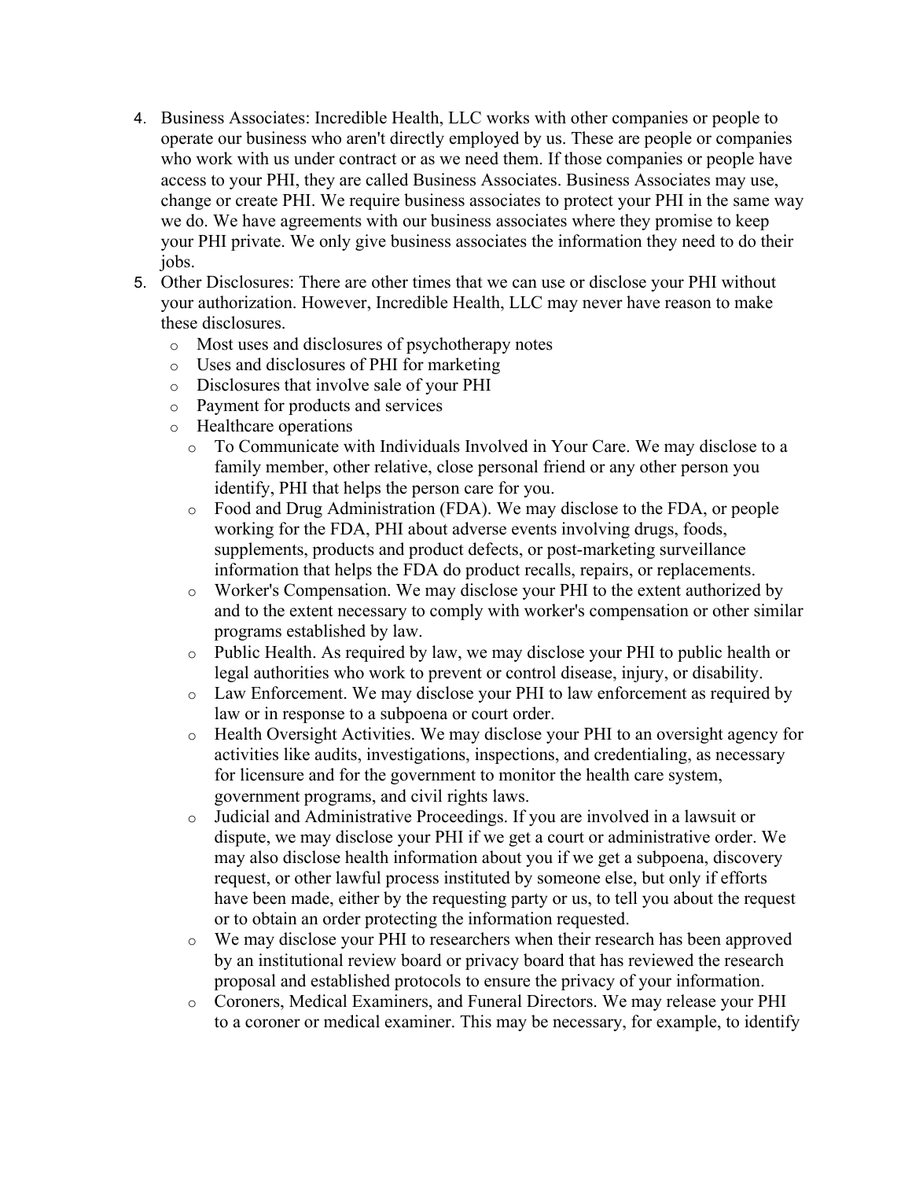4. Business Associates: Incredible Health, LLC works with other companies or people to operate our business who aren't directly employed by us. These are people or companies who work with us under contract or as we need them. If those companies or people have access to your PHI, they are called Business Associates. Business Associates may use, change or create PHI. We require business associates to protect your PHI in the same way we do. We have agreements with our business associates where they promise to keep your PHI private. We only give business associates the information they need to do their jobs.
5. Other Disclosures: There are other times that we can use or disclose your PHI without your authorization. However, Incredible Health, LLC may never have reason to make these disclosures.
   - Most uses and disclosures of psychotherapy notes
   - Uses and disclosures of PHI for marketing
   - Disclosures that involve sale of your PHI
   - Payment for products and services
   - Healthcare operations
     - To Communicate with Individuals Involved in Your Care. We may disclose to a family member, other relative, close personal friend or any other person you identify, PHI that helps the person care for you.
     - Food and Drug Administration (FDA). We may disclose to the FDA, or people working for the FDA, PHI about adverse events involving drugs, foods, supplements, products and product defects, or post-marketing surveillance information that helps the FDA do product recalls, repairs, or replacements.
     - Worker's Compensation. We may disclose your PHI to the extent authorized by and to the extent necessary to comply with worker's compensation or other similar programs established by law.
     - Public Health. As required by law, we may disclose your PHI to public health or legal authorities who work to prevent or control disease, injury, or disability.
     - Law Enforcement. We may disclose your PHI to law enforcement as required by law or in response to a subpoena or court order.
     - Health Oversight Activities. We may disclose your PHI to an oversight agency for activities like audits, investigations, inspections, and credentialing, as necessary for licensure and for the government to monitor the health care system, government programs, and civil rights laws.
     - Judicial and Administrative Proceedings. If you are involved in a lawsuit or dispute, we may disclose your PHI if we get a court or administrative order. We may also disclose health information about you if we get a subpoena, discovery request, or other lawful process instituted by someone else, but only if efforts have been made, either by the requesting party or us, to tell you about the request or to obtain an order protecting the information requested.
     - We may disclose your PHI to researchers when their research has been approved by an institutional review board or privacy board that has reviewed the research proposal and established protocols to ensure the privacy of your information.
     - Coroners, Medical Examiners, and Funeral Directors. We may release your PHI to a coroner or medical examiner. This may be necessary, for example, to identify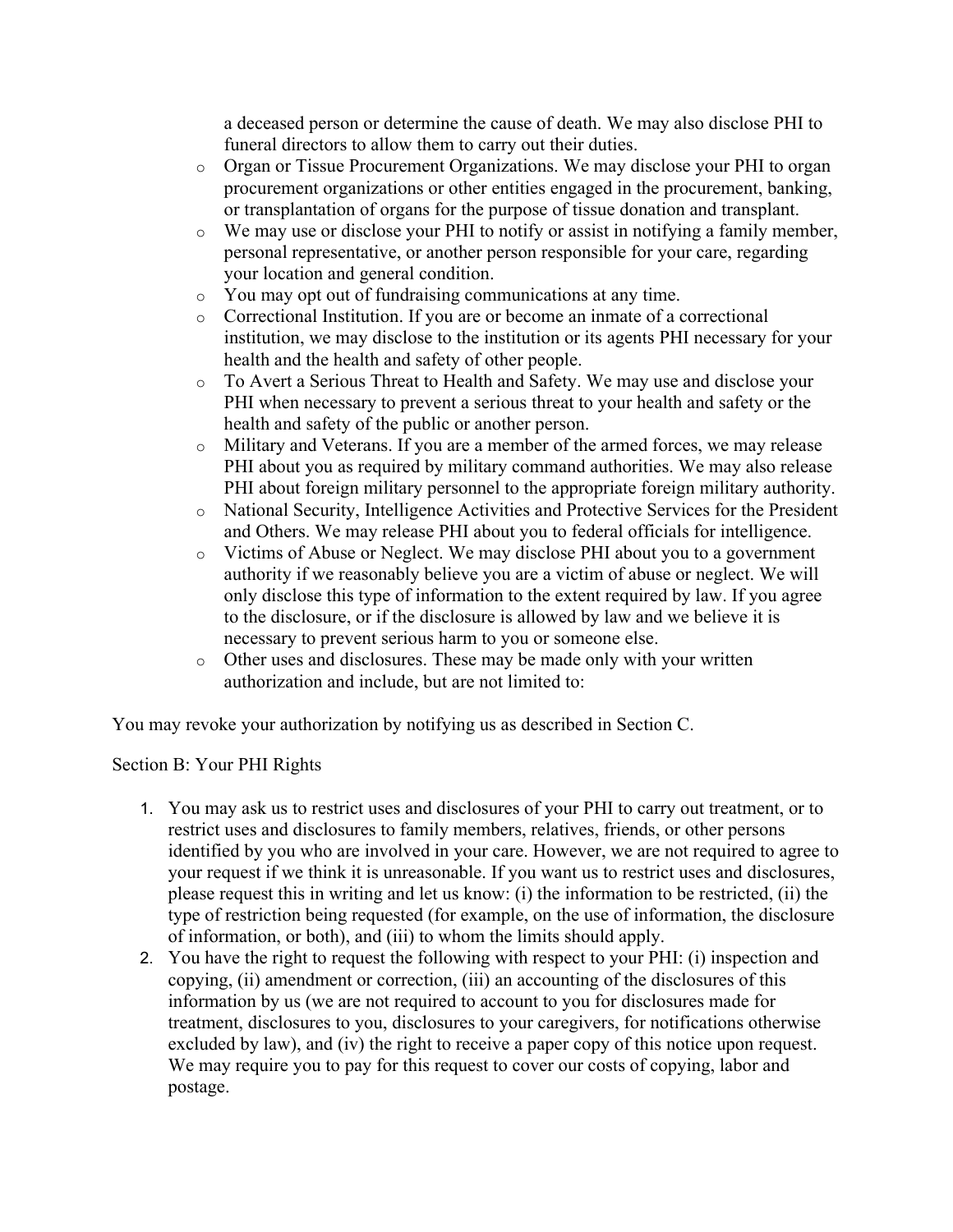a deceased person or determine the cause of death. We may also disclose PHI to funeral directors to allow them to carry out their duties.

- Organ or Tissue Procurement Organizations. We may disclose your PHI to organ procurement organizations or other entities engaged in the procurement, banking, or transplantation of organs for the purpose of tissue donation and transplant.
- We may use or disclose your PHI to notify or assist in notifying a family member, personal representative, or another person responsible for your care, regarding your location and general condition.
- You may opt out of fundraising communications at any time.
- Correctional Institution. If you are or become an inmate of a correctional institution, we may disclose to the institution or its agents PHI necessary for your health and the health and safety of other people.
- To Avert a Serious Threat to Health and Safety. We may use and disclose your PHI when necessary to prevent a serious threat to your health and safety or the health and safety of the public or another person.
- Military and Veterans. If you are a member of the armed forces, we may release PHI about you as required by military command authorities. We may also release PHI about foreign military personnel to the appropriate foreign military authority.
- National Security, Intelligence Activities and Protective Services for the President and Others. We may release PHI about you to federal officials for intelligence.
- Victims of Abuse or Neglect. We may disclose PHI about you to a government authority if we reasonably believe you are a victim of abuse or neglect. We will only disclose this type of information to the extent required by law. If you agree to the disclosure, or if the disclosure is allowed by law and we believe it is necessary to prevent serious harm to you or someone else.
- Other uses and disclosures. These may be made only with your written authorization and include, but are not limited to:

You may revoke your authorization by notifying us as described in Section C.

Section B: Your PHI Rights

1. You may ask us to restrict uses and disclosures of your PHI to carry out treatment, or to restrict uses and disclosures to family members, relatives, friends, or other persons identified by you who are involved in your care. However, we are not required to agree to your request if we think it is unreasonable. If you want us to restrict uses and disclosures, please request this in writing and let us know: (i) the information to be restricted, (ii) the type of restriction being requested (for example, on the use of information, the disclosure of information, or both), and (iii) to whom the limits should apply.
2. You have the right to request the following with respect to your PHI: (i) inspection and copying, (ii) amendment or correction, (iii) an accounting of the disclosures of this information by us (we are not required to account to you for disclosures made for treatment, disclosures to you, disclosures to your caregivers, for notifications otherwise excluded by law), and (iv) the right to receive a paper copy of this notice upon request. We may require you to pay for this request to cover our costs of copying, labor and postage.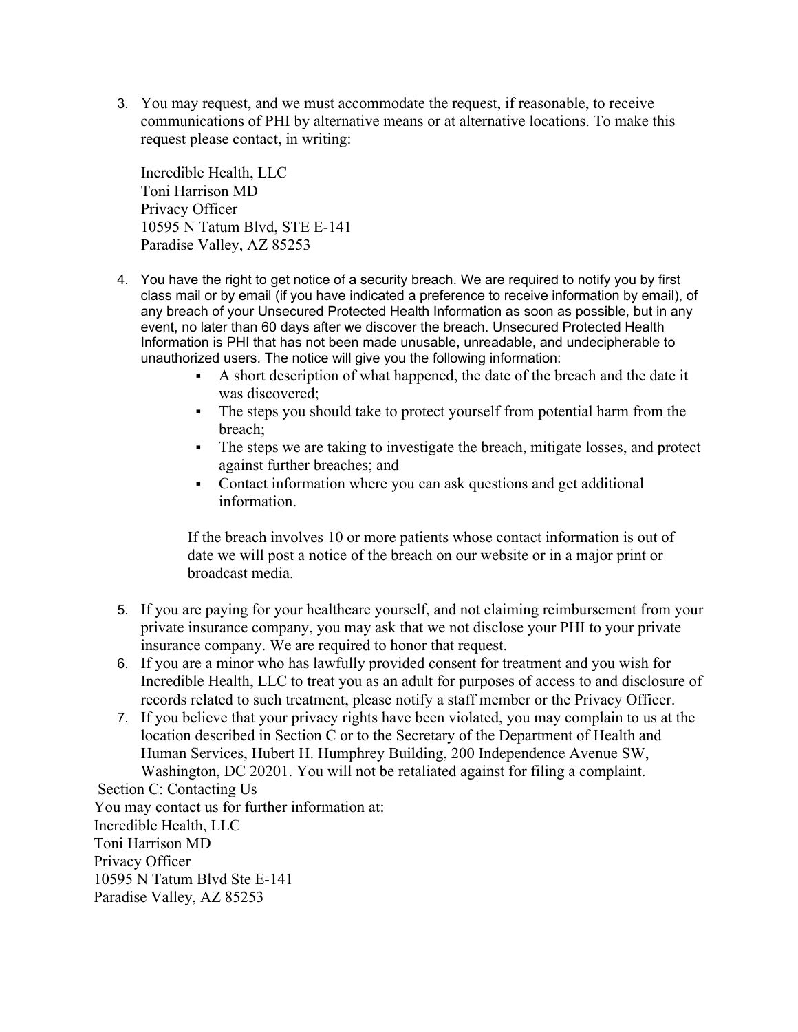3. You may request, and we must accommodate the request, if reasonable, to receive communications of PHI by alternative means or at alternative locations. To make this request please contact, in writing:

   Incredible Health, LLC
   Toni Harrison MD
   Privacy Officer
   10595 N Tatum Blvd, STE E-141
   Paradise Valley, AZ 85253

4. You have the right to get notice of a security breach. We are required to notify you by first class mail or by email (if you have indicated a preference to receive information by email), of any breach of your Unsecured Protected Health Information as soon as possible, but in any event, no later than 60 days after we discover the breach. Unsecured Protected Health Information is PHI that has not been made unusable, unreadable, and undecipherable to unauthorized users. The notice will give you the following information:
   - A short description of what happened, the date of the breach and the date it was discovered;
   - The steps you should take to protect yourself from potential harm from the breach;
   - The steps we are taking to investigate the breach, mitigate losses, and protect against further breaches; and
   - Contact information where you can ask questions and get additional information.

   If the breach involves 10 or more patients whose contact information is out of date we will post a notice of the breach on our website or in a major print or broadcast media.

5. If you are paying for your healthcare yourself, and not claiming reimbursement from your private insurance company, you may ask that we not disclose your PHI to your private insurance company. We are required to honor that request.
6. If you are a minor who has lawfully provided consent for treatment and you wish for Incredible Health, LLC to treat you as an adult for purposes of access to and disclosure of records related to such treatment, please notify a staff member or the Privacy Officer.
7. If you believe that your privacy rights have been violated, you may complain to us at the location described in Section C or to the Secretary of the Department of Health and Human Services, Hubert H. Humphrey Building, 200 Independence Avenue SW, Washington, DC 20201. You will not be retaliated against for filing a complaint.

## Section C: Contacting Us

You may contact us for further information at:
Incredible Health, LLC
Toni Harrison MD
Privacy Officer
10595 N Tatum Blvd Ste E-141
Paradise Valley, AZ 85253